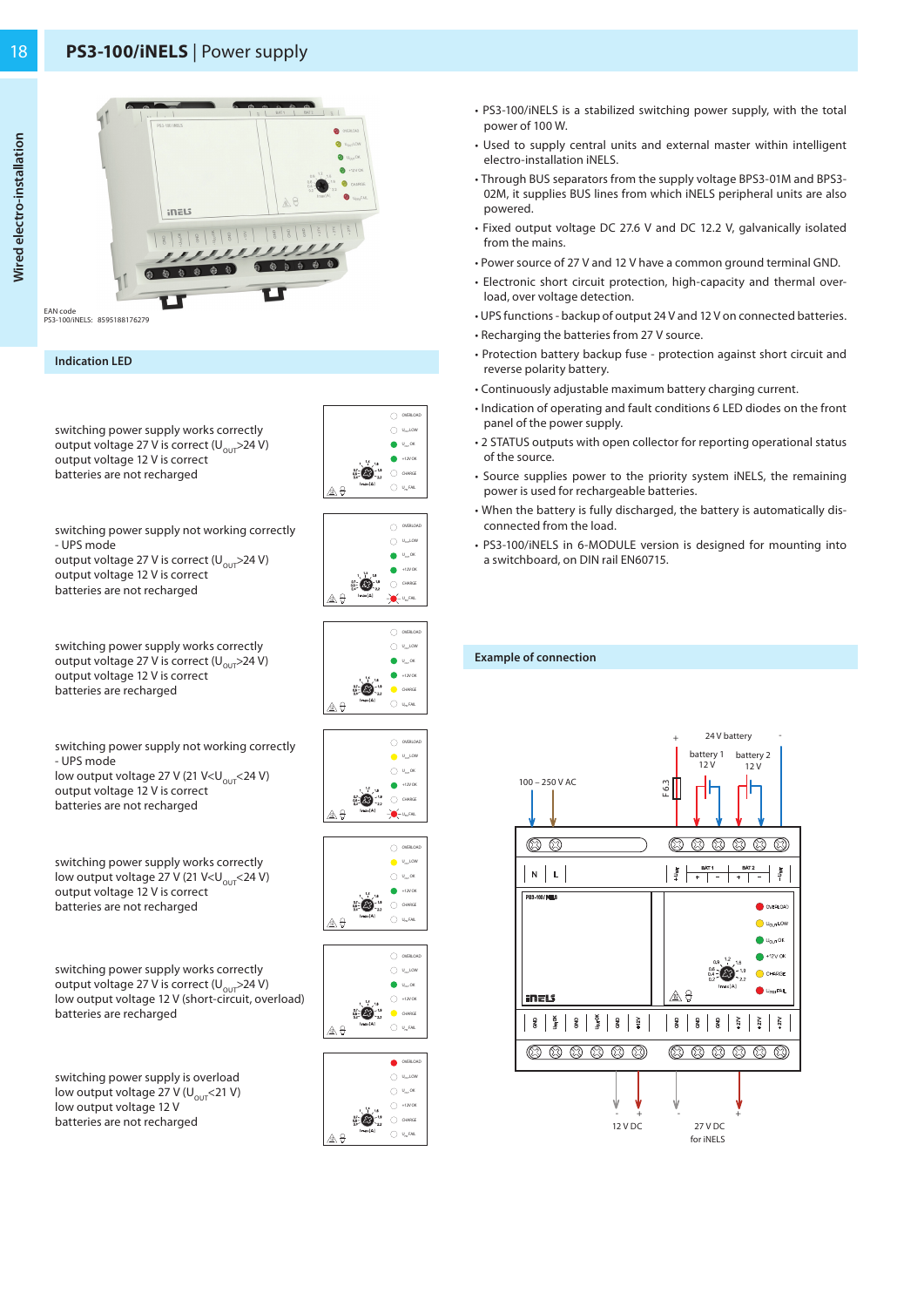# PS3-100/iNELS | Power supply

Wired electro-installation

EAN code
PS3-100/iNELS: 8595188176279

## Indication LED

switching power supply works correctly
output voltage 27 V is correct ($U_{OUT}$>24 V)
output voltage 12 V is correct
batteries are not recharged

switching power supply not working correctly
- UPS mode
output voltage 27 V is correct ($U_{OUT}$>24 V)
output voltage 12 V is correct
batteries are not recharged

switching power supply works correctly
output voltage 27 V is correct ($U_{OUT}$>24 V)
output voltage 12 V is correct
batteries are recharged

switching power supply not working correctly
- UPS mode
low output voltage 27 V (21 V<$U_{OUT}$<24 V)
output voltage 12 V is correct
batteries are not recharged

switching power supply works correctly
low output voltage 27 V (21 V<$U_{OUT}$<24 V)
output voltage 12 V is correct
batteries are recharged

switching power supply works correctly
output voltage 27 V is correct ($U_{OUT}$>24 V)
low output voltage 12 V (short-circuit, overload)
batteries are recharged

switching power supply is overload
low output voltage 27 V ($U_{OUT}$<21 V)
low output voltage 12 V
batteries are not recharged

- PS3-100/iNELS is a stabilized switching power supply, with the total power of 100 W.
- Used to supply central units and external master within intelligent electro-installation iNELS.
- Through BUS separators from the supply voltage BPS3-01M and BPS3-02M, it supplies BUS lines from which iNELS peripheral units are also powered.
- Fixed output voltage DC 27.6 V and DC 12.2 V, galvanically isolated from the mains.
- Power source of 27 V and 12 V have a common ground terminal GND.
- Electronic short circuit protection, high-capacity and thermal over-load, over voltage detection.
- UPS functions - backup of output 24 V and 12 V on connected batteries.
- Recharging the batteries from 27 V source.
- Protection battery backup fuse - protection against short circuit and reverse polarity battery.
- Continuously adjustable maximum battery charging current.
- Indication of operating and fault conditions 6 LED diodes on the front panel of the power supply.
- 2 STATUS outputs with open collector for reporting operational status of the source.
- Source supplies power to the priority system iNELS, the remaining power is used for rechargeable batteries.
- When the battery is fully discharged, the battery is automatically dis-connected from the load.
- PS3-100/iNELS in 6-MODULE version is designed for mounting into a switchboard, on DIN rail EN60715.

## Example of connection

24 V battery
battery 1 12 V
battery 2 12 V
100 – 250 V AC
F 6.3
12 V DC
27 V DC for iNELS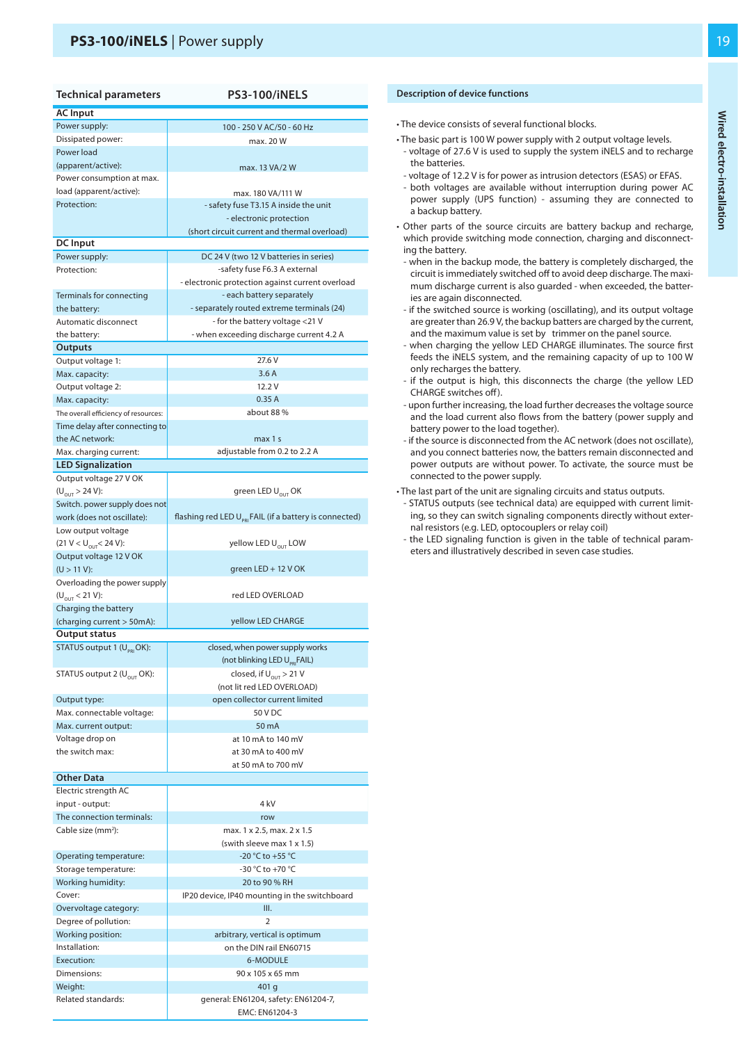# PS3-100/iNELS | Power supply

| Technical parameters | PS3-100/iNELS |
|---|---|
| **AC Input** | |
| Power supply: | 100 - 250 V AC/50 - 60 Hz |
| Dissipated power: | max. 20 W |
| Power load (apparent/active): | max. 13 VA/2 W |
| Power consumption at max. load (apparent/active): | max. 180 VA/111 W |
| Protection: | - safety fuse T3.15 A inside the unit<br>- electronic protection<br>(short circuit current and thermal overload) |
| **DC Input** | |
| Power supply: | DC 24 V (two 12 V batteries in series) |
| Protection: | -safety fuse F6.3 A external<br>- electronic protection against current overload |
| Terminals for connecting the battery: | - each battery separately<br>- separately routed extreme terminals (24) |
| Automatic disconnect the battery: | - for the battery voltage <21 V<br>- when exceeding discharge current 4.2 A |
| **Outputs** | |
| Output voltage 1: | 27.6 V |
| Max. capacity: | 3.6 A |
| Output voltage 2: | 12.2 V |
| Max. capacity: | 0.35 A |
| The overall efficiency of resources: | about 88 % |
| Time delay after connecting to the AC network: | max 1 s |
| Max. charging current: | adjustable from 0.2 to 2.2 A |
| **LED Signalization** | |
| Output voltage 27 V OK ($U_{OUT}$ > 24 V): | green LED $U_{OUT}$ OK |
| Switch. power supply does not work (does not oscillate): | flashing red LED $U_{PRI}$ FAIL (if a battery is connected) |
| Low output voltage (21 V < $U_{OUT}$ < 24 V): | yellow LED $U_{OUT}$ LOW |
| Output voltage 12 V OK (U > 11 V): | green LED + 12 V OK |
| Overloading the power supply ($U_{OUT}$ < 21 V): | red LED OVERLOAD |
| Charging the battery (charging current > 50mA): | yellow LED CHARGE |
| **Output status** | |
| STATUS output 1 ($U_{PRI}$ OK): | closed, when power supply works<br>(not blinking LED $U_{PRI}$ FAIL) |
| STATUS output 2 ($U_{OUT}$ OK): | closed, if $U_{OUT}$ > 21 V<br>(not lit red LED OVERLOAD) |
| Output type: | open collector current limited |
| Max. connectable voltage: | 50 V DC |
| Max. current output: | 50 mA |
| Voltage drop on the switch max: | at 10 mA to 140 mV<br>at 30 mA to 400 mV<br>at 50 mA to 700 mV |
| **Other Data** | |
| Electric strength AC input - output: | 4 kV |
| The connection terminals: | row |
| Cable size (mm²): | max. 1 x 2.5, max. 2 x 1.5<br>(swith sleeve max 1 x 1.5) |
| Operating temperature: | -20 °C to +55 °C |
| Storage temperature: | -30 °C to +70 °C |
| Working humidity: | 20 to 90 % RH |
| Cover: | IP20 device, IP40 mounting in the switchboard |
| Overvoltage category: | III. |
| Degree of pollution: | 2 |
| Working position: | arbitrary, vertical is optimum |
| Installation: | on the DIN rail EN60715 |
| Execution: | 6-MODULE |
| Dimensions: | 90 x 105 x 65 mm |
| Weight: | 401 g |
| Related standards: | general: EN61204, safety: EN61204-7,<br>EMC: EN61204-3 |

## Description of device functions

- The device consists of several functional blocks.
- The basic part is 100 W power supply with 2 output voltage levels.
  - voltage of 27.6 V is used to supply the system iNELS and to recharge the batteries.
  - voltage of 12.2 V is for power as intrusion detectors (ESAS) or EFAS.
  - both voltages are available without interruption during power AC power supply (UPS function) - assuming they are connected to a backup battery.
- Other parts of the source circuits are battery backup and recharge, which provide switching mode connection, charging and disconnecting the battery.
  - when in the backup mode, the battery is completely discharged, the circuit is immediately switched off to avoid deep discharge. The maximum discharge current is also guarded - when exceeded, the batteries are again disconnected.
  - if the switched source is working (oscillating), and its output voltage are greater than 26.9 V, the backup batters are charged by the current, and the maximum value is set by trimmer on the panel source.
  - when charging the yellow LED CHARGE illuminates. The source first feeds the iNELS system, and the remaining capacity of up to 100 W only recharges the battery.
  - if the output is high, this disconnects the charge (the yellow LED CHARGE switches off).
  - upon further increasing, the load further decreases the voltage source and the load current also flows from the battery (power supply and battery power to the load together).
  - if the source is disconnected from the AC network (does not oscillate), and you connect batteries now, the batters remain disconnected and power outputs are without power. To activate, the source must be connected to the power supply.
- The last part of the unit are signaling circuits and status outputs.
  - STATUS outputs (see technical data) are equipped with current limiting, so they can switch signaling components directly without external resistors (e.g. LED, optocouplers or relay coil)
  - the LED signaling function is given in the table of technical parameters and illustratively described in seven case studies.